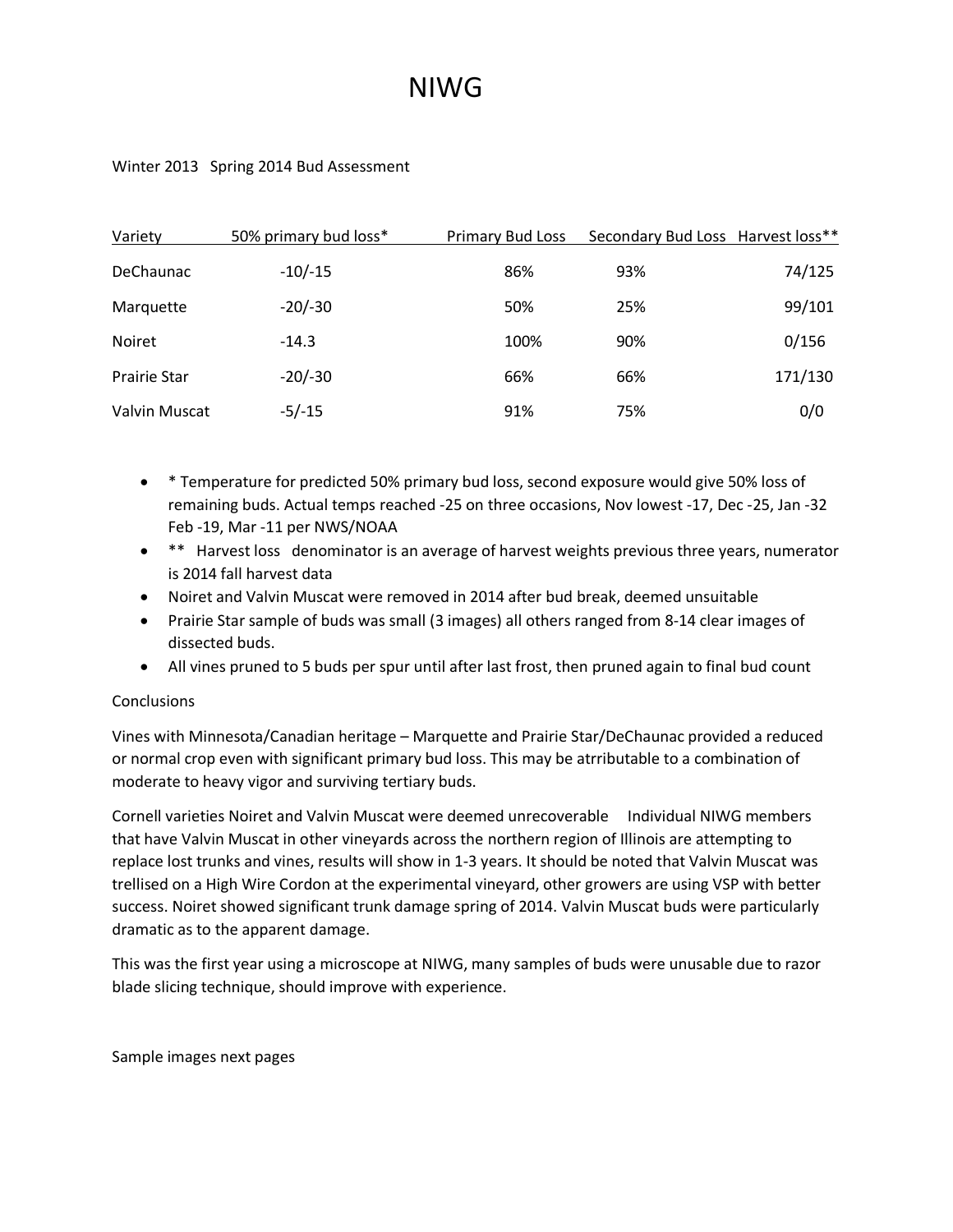# NIWG

Winter 2013 Spring 2014 Bud Assessment

| Variety | 50% primary bud loss* | Primary Bud Loss | Secondary Bud Loss | Harvest loss** |
|---|---|---|---|---|
| DeChaunac | -10/-15 | 86% | 93% | 74/125 |
| Marquette | -20/-30 | 50% | 25% | 99/101 |
| Noiret | -14.3 | 100% | 90% | 0/156 |
| Prairie Star | -20/-30 | 66% | 66% | 171/130 |
| Valvin Muscat | -5/-15 | 91% | 75% | 0/0 |

- * Temperature for predicted 50% primary bud loss, second exposure would give 50% loss of remaining buds. Actual temps reached -25 on three occasions, Nov lowest -17, Dec -25, Jan -32 Feb -19, Mar -11 per NWS/NOAA
- ** Harvest loss denominator is an average of harvest weights previous three years, numerator is 2014 fall harvest data
- Noiret and Valvin Muscat were removed in 2014 after bud break, deemed unsuitable
- Prairie Star sample of buds was small (3 images) all others ranged from 8-14 clear images of dissected buds.
- All vines pruned to 5 buds per spur until after last frost, then pruned again to final bud count

Conclusions

Vines with Minnesota/Canadian heritage – Marquette and Prairie Star/DeChaunac provided a reduced or normal crop even with significant primary bud loss. This may be atrributable to a combination of moderate to heavy vigor and surviving tertiary buds.

Cornell varieties Noiret and Valvin Muscat were deemed unrecoverable Individual NIWG members that have Valvin Muscat in other vineyards across the northern region of Illinois are attempting to replace lost trunks and vines, results will show in 1-3 years. It should be noted that Valvin Muscat was trellised on a High Wire Cordon at the experimental vineyard, other growers are using VSP with better success. Noiret showed significant trunk damage spring of 2014. Valvin Muscat buds were particularly dramatic as to the apparent damage.

This was the first year using a microscope at NIWG, many samples of buds were unusable due to razor blade slicing technique, should improve with experience.

Sample images next pages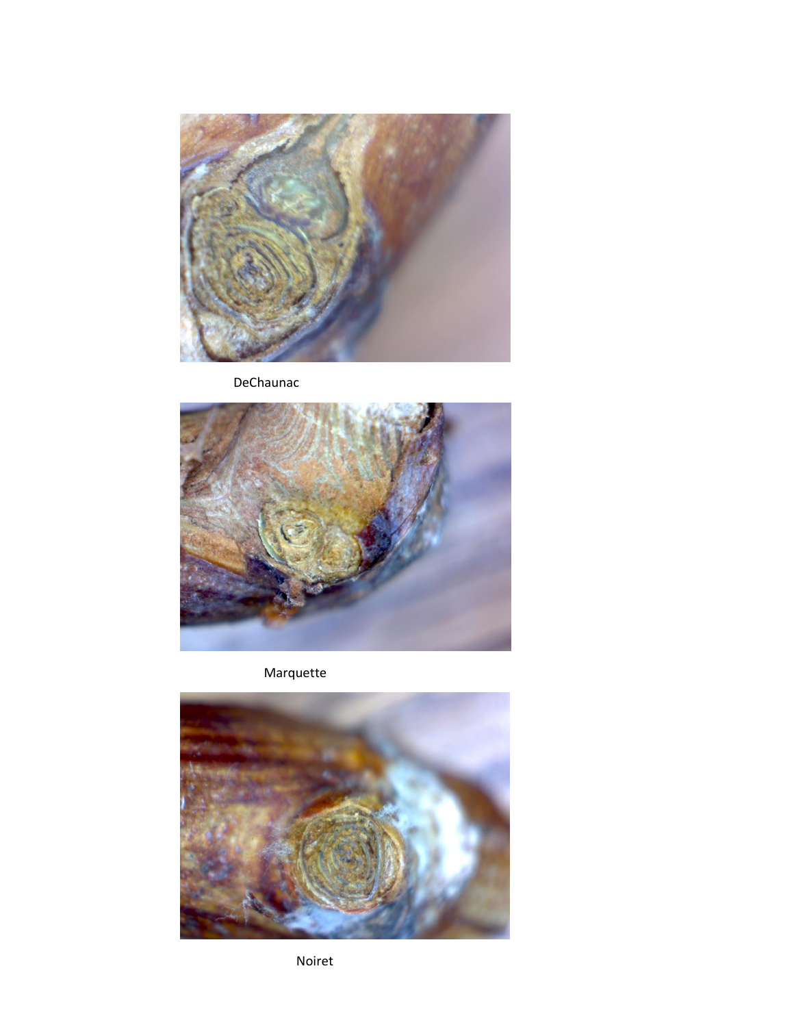DeChaunac

Marquette

Noiret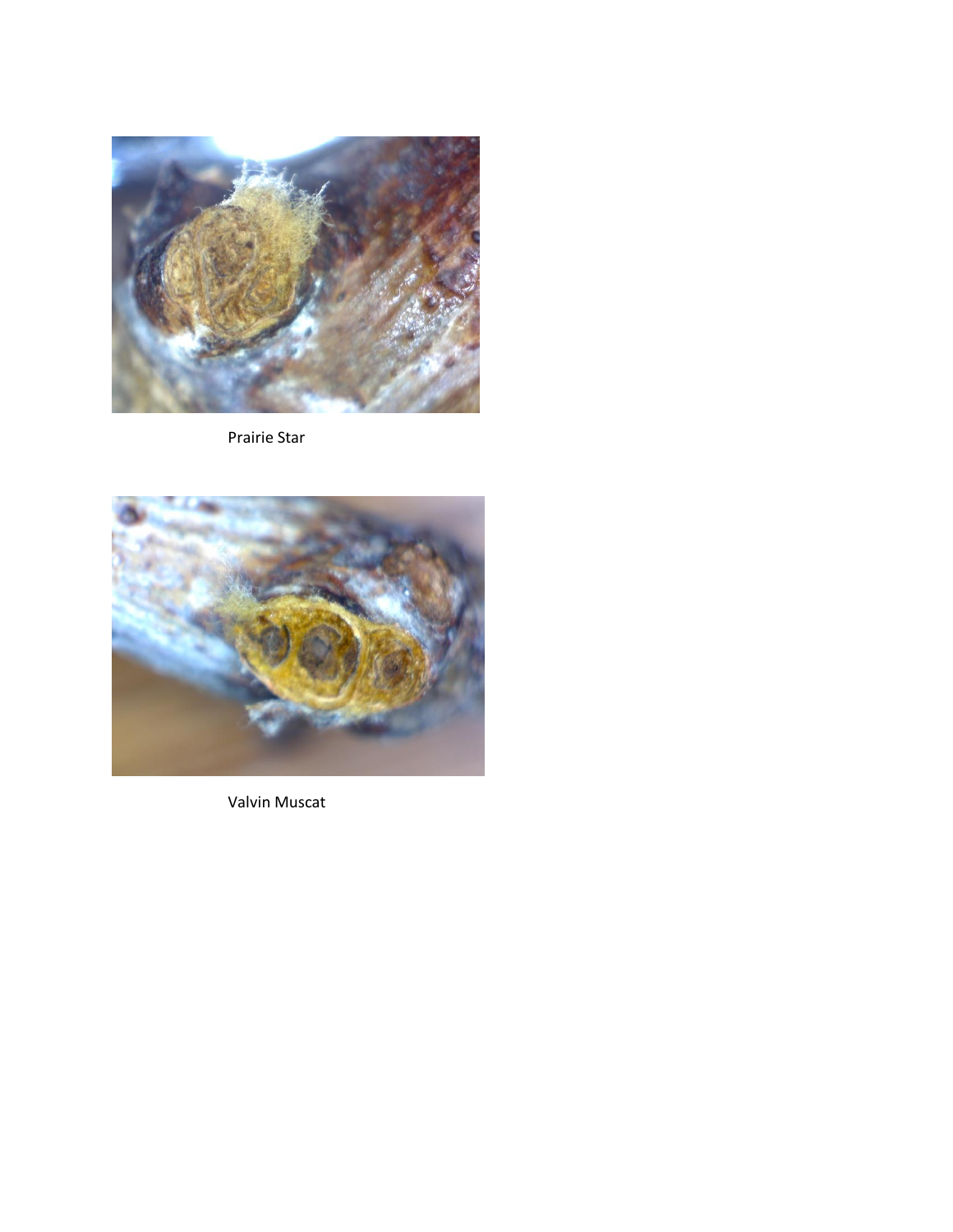Prairie Star

Valvin Muscat